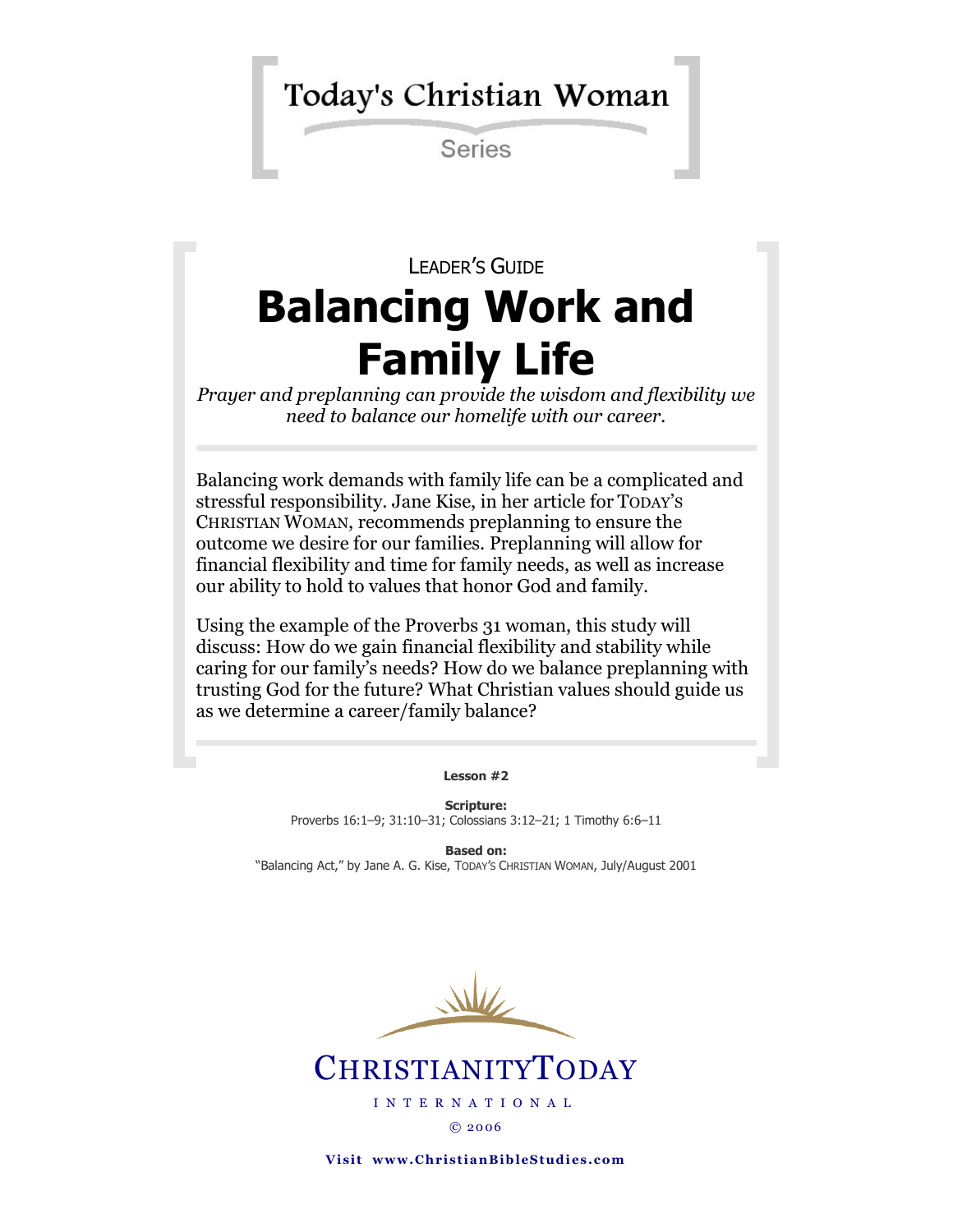Today's Christian Woman

Series

LEADER'S GUIDE

# Balancing Work and Family Life

*Prayer and preplanning can provide the wisdom and flexibility we need to balance our homelife with our career.*

Balancing work demands with family life can be a complicated and stressful responsibility. Jane Kise, in her article for TODAY'S CHRISTIAN WOMAN, recommends preplanning to ensure the outcome we desire for our families. Preplanning will allow for financial flexibility and time for family needs, as well as increase our ability to hold to values that honor God and family.

Using the example of the Proverbs 31 woman, this study will discuss: How do we gain financial flexibility and stability while caring for our family's needs? How do we balance preplanning with trusting God for the future? What Christian values should guide us as we determine a career/family balance?

**Lesson #2**

**Scripture:**
Proverbs 16:1–9; 31:10–31; Colossians 3:12–21; 1 Timothy 6:6–11

**Based on:**
"Balancing Act," by Jane A. G. Kise, TODAY'S CHRISTIAN WOMAN, July/August 2001

CHRISTIANITYTODAY

INTERNATIONAL

© 2006

**Visit www.ChristianBibleStudies.com**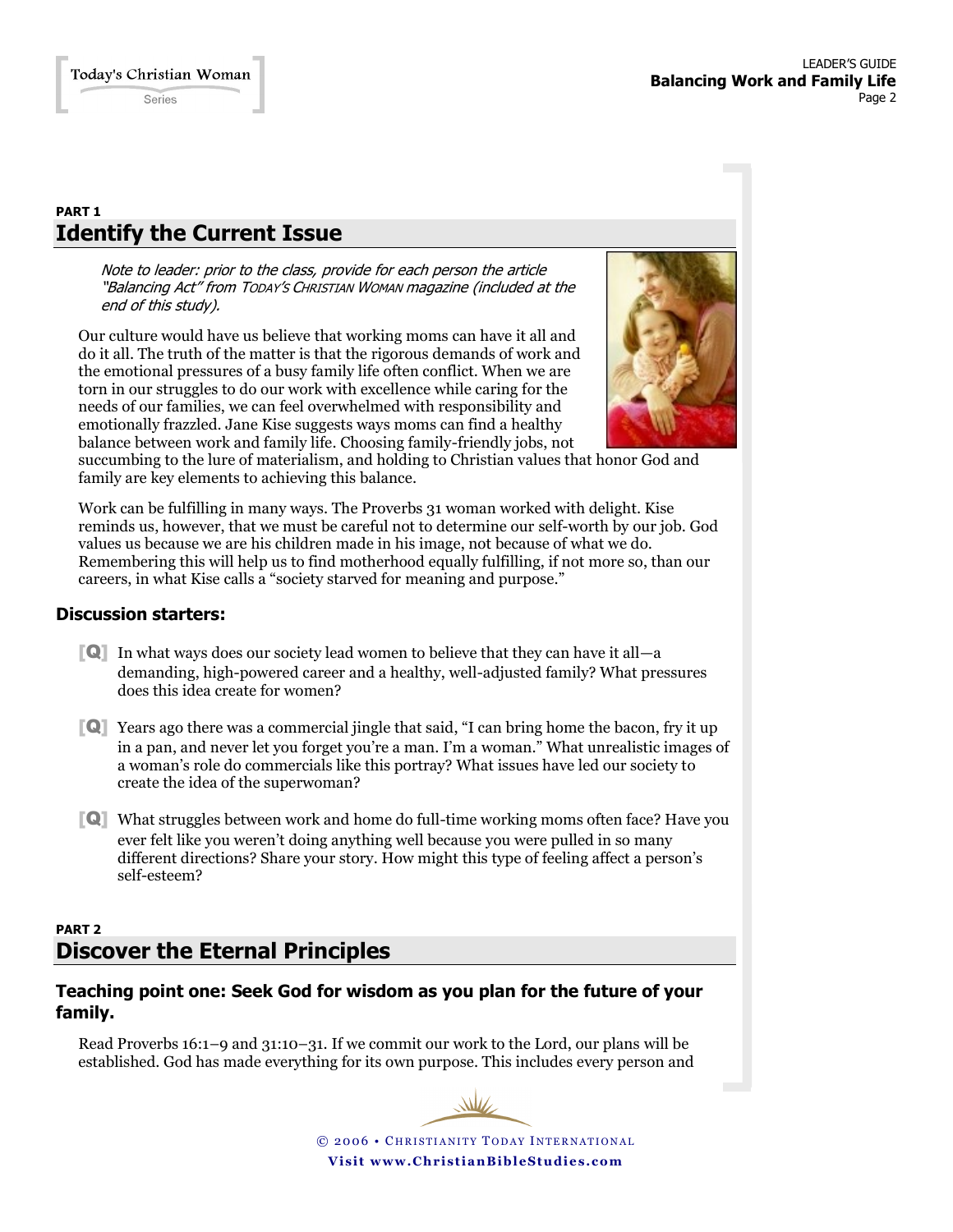PART 1

## Identify the Current Issue

*Note to leader: prior to the class, provide for each person the article "Balancing Act" from TODAY'S CHRISTIAN WOMAN magazine (included at the end of this study).*

Our culture would have us believe that working moms can have it all and do it all. The truth of the matter is that the rigorous demands of work and the emotional pressures of a busy family life often conflict. When we are torn in our struggles to do our work with excellence while caring for the needs of our families, we can feel overwhelmed with responsibility and emotionally frazzled. Jane Kise suggests ways moms can find a healthy balance between work and family life. Choosing family-friendly jobs, not succumbing to the lure of materialism, and holding to Christian values that honor God and family are key elements to achieving this balance.

Work can be fulfilling in many ways. The Proverbs 31 woman worked with delight. Kise reminds us, however, that we must be careful not to determine our self-worth by our job. God values us because we are his children made in his image, not because of what we do. Remembering this will help us to find motherhood equally fulfilling, if not more so, than our careers, in what Kise calls a "society starved for meaning and purpose."

### Discussion starters:

[Q] In what ways does our society lead women to believe that they can have it all—a demanding, high-powered career and a healthy, well-adjusted family? What pressures does this idea create for women?

[Q] Years ago there was a commercial jingle that said, "I can bring home the bacon, fry it up in a pan, and never let you forget you're a man. I'm a woman." What unrealistic images of a woman's role do commercials like this portray? What issues have led our society to create the idea of the superwoman?

[Q] What struggles between work and home do full-time working moms often face? Have you ever felt like you weren't doing anything well because you were pulled in so many different directions? Share your story. How might this type of feeling affect a person's self-esteem?

PART 2

## Discover the Eternal Principles

### Teaching point one: Seek God for wisdom as you plan for the future of your family.

Read Proverbs 16:1–9 and 31:10–31. If we commit our work to the Lord, our plans will be established. God has made everything for its own purpose. This includes every person and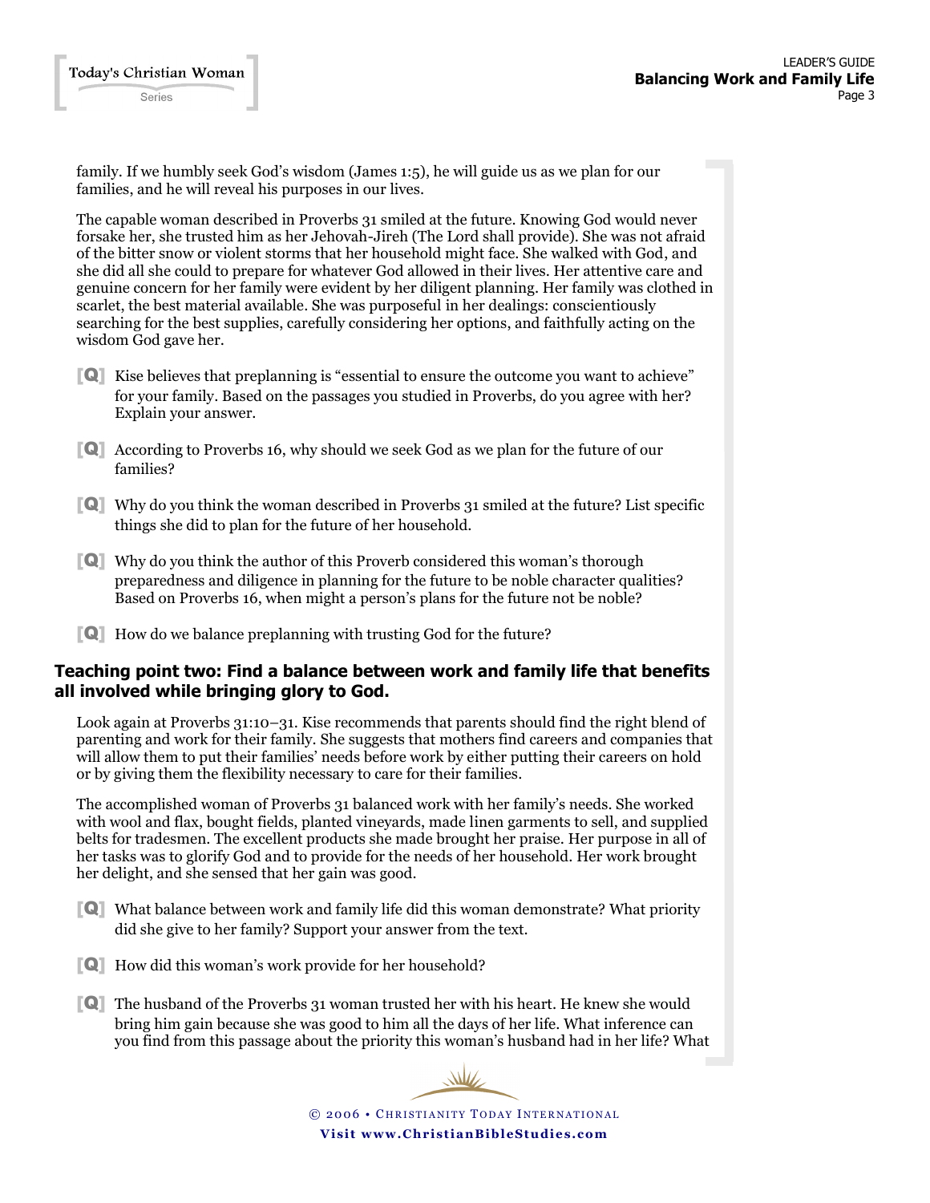family. If we humbly seek God's wisdom (James 1:5), he will guide us as we plan for our families, and he will reveal his purposes in our lives.

The capable woman described in Proverbs 31 smiled at the future. Knowing God would never forsake her, she trusted him as her Jehovah-Jireh (The Lord shall provide). She was not afraid of the bitter snow or violent storms that her household might face. She walked with God, and she did all she could to prepare for whatever God allowed in their lives. Her attentive care and genuine concern for her family were evident by her diligent planning. Her family was clothed in scarlet, the best material available. She was purposeful in her dealings: conscientiously searching for the best supplies, carefully considering her options, and faithfully acting on the wisdom God gave her.

**[Q]** Kise believes that preplanning is "essential to ensure the outcome you want to achieve" for your family. Based on the passages you studied in Proverbs, do you agree with her? Explain your answer.

**[Q]** According to Proverbs 16, why should we seek God as we plan for the future of our families?

**[Q]** Why do you think the woman described in Proverbs 31 smiled at the future? List specific things she did to plan for the future of her household.

**[Q]** Why do you think the author of this Proverb considered this woman's thorough preparedness and diligence in planning for the future to be noble character qualities? Based on Proverbs 16, when might a person's plans for the future not be noble?

**[Q]** How do we balance preplanning with trusting God for the future?

## Teaching point two: Find a balance between work and family life that benefits all involved while bringing glory to God.

Look again at Proverbs 31:10–31. Kise recommends that parents should find the right blend of parenting and work for their family. She suggests that mothers find careers and companies that will allow them to put their families' needs before work by either putting their careers on hold or by giving them the flexibility necessary to care for their families.

The accomplished woman of Proverbs 31 balanced work with her family's needs. She worked with wool and flax, bought fields, planted vineyards, made linen garments to sell, and supplied belts for tradesmen. The excellent products she made brought her praise. Her purpose in all of her tasks was to glorify God and to provide for the needs of her household. Her work brought her delight, and she sensed that her gain was good.

**[Q]** What balance between work and family life did this woman demonstrate? What priority did she give to her family? Support your answer from the text.

**[Q]** How did this woman's work provide for her household?

**[Q]** The husband of the Proverbs 31 woman trusted her with his heart. He knew she would bring him gain because she was good to him all the days of her life. What inference can you find from this passage about the priority this woman's husband had in her life? What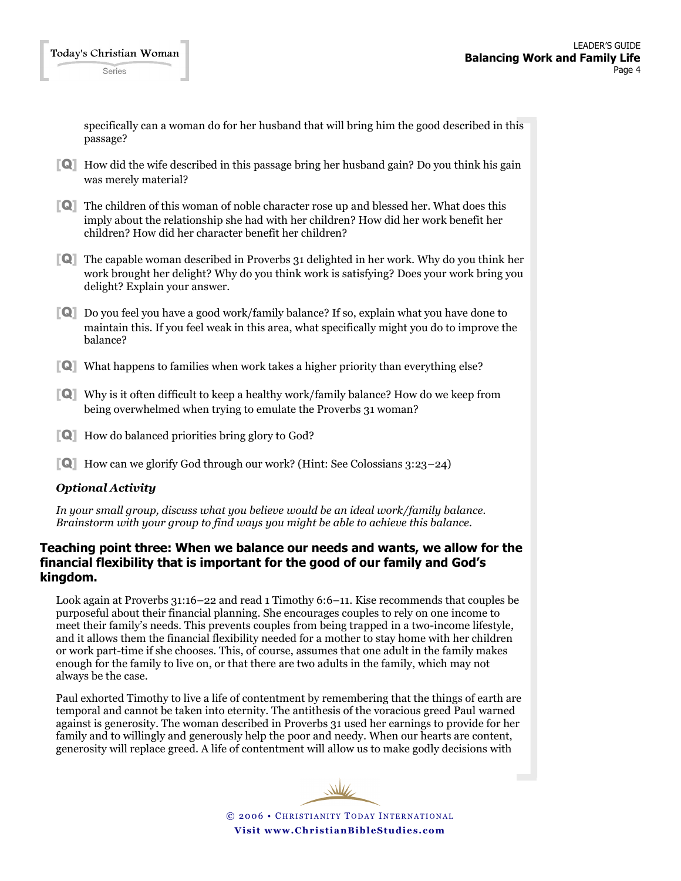specifically can a woman do for her husband that will bring him the good described in this passage?

**[Q]** How did the wife described in this passage bring her husband gain? Do you think his gain was merely material?

**[Q]** The children of this woman of noble character rose up and blessed her. What does this imply about the relationship she had with her children? How did her work benefit her children? How did her character benefit her children?

**[Q]** The capable woman described in Proverbs 31 delighted in her work. Why do you think her work brought her delight? Why do you think work is satisfying? Does your work bring you delight? Explain your answer.

**[Q]** Do you feel you have a good work/family balance? If so, explain what you have done to maintain this. If you feel weak in this area, what specifically might you do to improve the balance?

**[Q]** What happens to families when work takes a higher priority than everything else?

**[Q]** Why is it often difficult to keep a healthy work/family balance? How do we keep from being overwhelmed when trying to emulate the Proverbs 31 woman?

**[Q]** How do balanced priorities bring glory to God?

**[Q]** How can we glorify God through our work? (Hint: See Colossians 3:23–24)

***Optional Activity***

*In your small group, discuss what you believe would be an ideal work/family balance. Brainstorm with your group to find ways you might be able to achieve this balance.*

### Teaching point three: When we balance our needs and wants, we allow for the financial flexibility that is important for the good of our family and God's kingdom.

Look again at Proverbs 31:16–22 and read 1 Timothy 6:6–11. Kise recommends that couples be purposeful about their financial planning. She encourages couples to rely on one income to meet their family's needs. This prevents couples from being trapped in a two-income lifestyle, and it allows them the financial flexibility needed for a mother to stay home with her children or work part-time if she chooses. This, of course, assumes that one adult in the family makes enough for the family to live on, or that there are two adults in the family, which may not always be the case.

Paul exhorted Timothy to live a life of contentment by remembering that the things of earth are temporal and cannot be taken into eternity. The antithesis of the voracious greed Paul warned against is generosity. The woman described in Proverbs 31 used her earnings to provide for her family and to willingly and generously help the poor and needy. When our hearts are content, generosity will replace greed. A life of contentment will allow us to make godly decisions with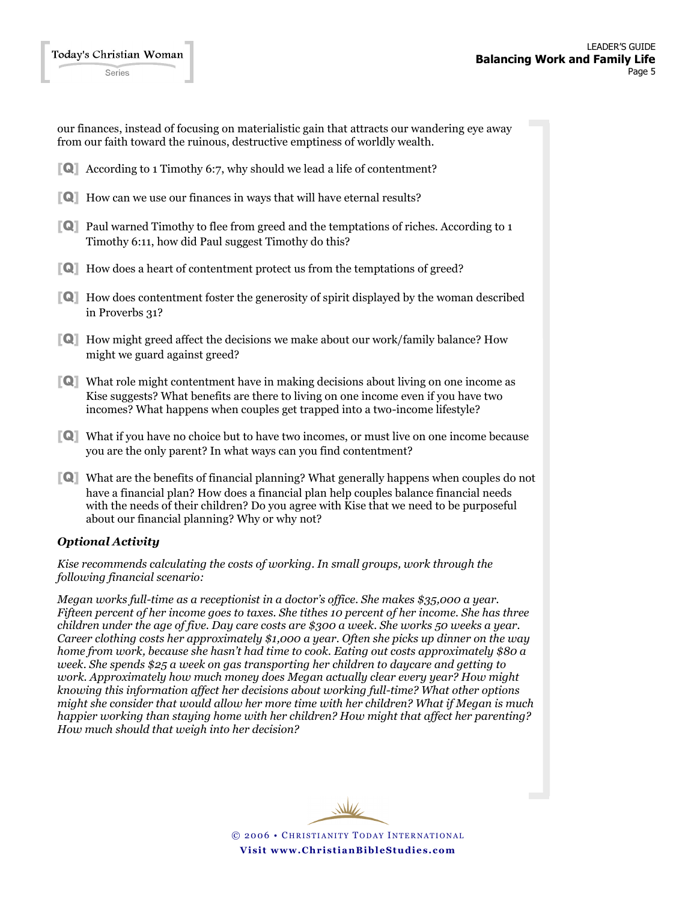our finances, instead of focusing on materialistic gain that attracts our wandering eye away from our faith toward the ruinous, destructive emptiness of worldly wealth.

**[Q]** According to 1 Timothy 6:7, why should we lead a life of contentment?

**[Q]** How can we use our finances in ways that will have eternal results?

**[Q]** Paul warned Timothy to flee from greed and the temptations of riches. According to 1 Timothy 6:11, how did Paul suggest Timothy do this?

**[Q]** How does a heart of contentment protect us from the temptations of greed?

**[Q]** How does contentment foster the generosity of spirit displayed by the woman described in Proverbs 31?

**[Q]** How might greed affect the decisions we make about our work/family balance? How might we guard against greed?

**[Q]** What role might contentment have in making decisions about living on one income as Kise suggests? What benefits are there to living on one income even if you have two incomes? What happens when couples get trapped into a two-income lifestyle?

**[Q]** What if you have no choice but to have two incomes, or must live on one income because you are the only parent? In what ways can you find contentment?

**[Q]** What are the benefits of financial planning? What generally happens when couples do not have a financial plan? How does a financial plan help couples balance financial needs with the needs of their children? Do you agree with Kise that we need to be purposeful about our financial planning? Why or why not?

***Optional Activity***

*Kise recommends calculating the costs of working. In small groups, work through the following financial scenario:*

*Megan works full-time as a receptionist in a doctor's office. She makes $35,000 a year. Fifteen percent of her income goes to taxes. She tithes 10 percent of her income. She has three children under the age of five. Day care costs are $300 a week. She works 50 weeks a year. Career clothing costs her approximately $1,000 a year. Often she picks up dinner on the way home from work, because she hasn't had time to cook. Eating out costs approximately $80 a week. She spends $25 a week on gas transporting her children to daycare and getting to work. Approximately how much money does Megan actually clear every year? How might knowing this information affect her decisions about working full-time? What other options might she consider that would allow her more time with her children? What if Megan is much happier working than staying home with her children? How might that affect her parenting? How much should that weigh into her decision?*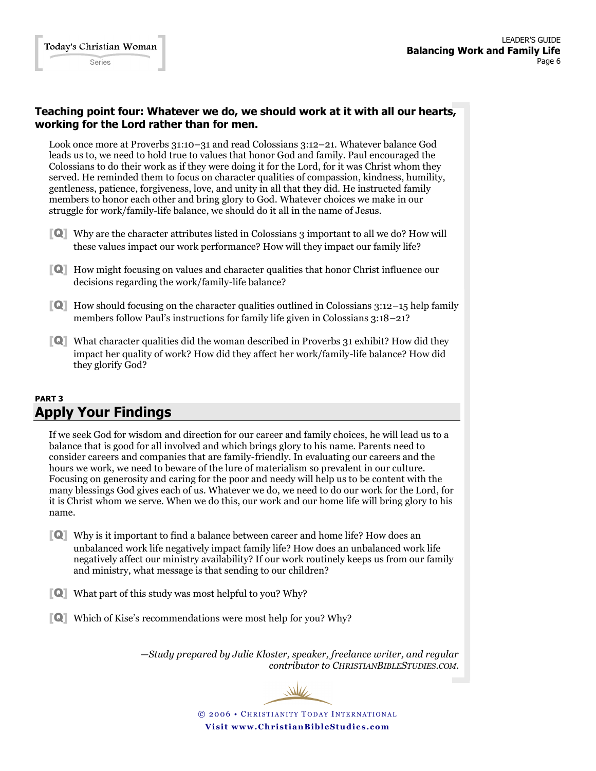### Teaching point four: Whatever we do, we should work at it with all our hearts, working for the Lord rather than for men.

Look once more at Proverbs 31:10–31 and read Colossians 3:12–21. Whatever balance God leads us to, we need to hold true to values that honor God and family. Paul encouraged the Colossians to do their work as if they were doing it for the Lord, for it was Christ whom they served. He reminded them to focus on character qualities of compassion, kindness, humility, gentleness, patience, forgiveness, love, and unity in all that they did. He instructed family members to honor each other and bring glory to God. Whatever choices we make in our struggle for work/family-life balance, we should do it all in the name of Jesus.

[Q] Why are the character attributes listed in Colossians 3 important to all we do? How will these values impact our work performance? How will they impact our family life?

[Q] How might focusing on values and character qualities that honor Christ influence our decisions regarding the work/family-life balance?

[Q] How should focusing on the character qualities outlined in Colossians 3:12–15 help family members follow Paul's instructions for family life given in Colossians 3:18–21?

[Q] What character qualities did the woman described in Proverbs 31 exhibit? How did they impact her quality of work? How did they affect her work/family-life balance? How did they glorify God?

**PART 3**

## Apply Your Findings

If we seek God for wisdom and direction for our career and family choices, he will lead us to a balance that is good for all involved and which brings glory to his name. Parents need to consider careers and companies that are family-friendly. In evaluating our careers and the hours we work, we need to beware of the lure of materialism so prevalent in our culture. Focusing on generosity and caring for the poor and needy will help us to be content with the many blessings God gives each of us. Whatever we do, we need to do our work for the Lord, for it is Christ whom we serve. When we do this, our work and our home life will bring glory to his name.

[Q] Why is it important to find a balance between career and home life? How does an unbalanced work life negatively impact family life? How does an unbalanced work life negatively affect our ministry availability? If our work routinely keeps us from our family and ministry, what message is that sending to our children?

[Q] What part of this study was most helpful to you? Why?

[Q] Which of Kise's recommendations were most help for you? Why?

*—Study prepared by Julie Kloster, speaker, freelance writer, and regular contributor to CHRISTIANBIBLESTUDIES.COM.*

© 2006 • CHRISTIANITY TODAY INTERNATIONAL

**Visit www.ChristianBibleStudies.com**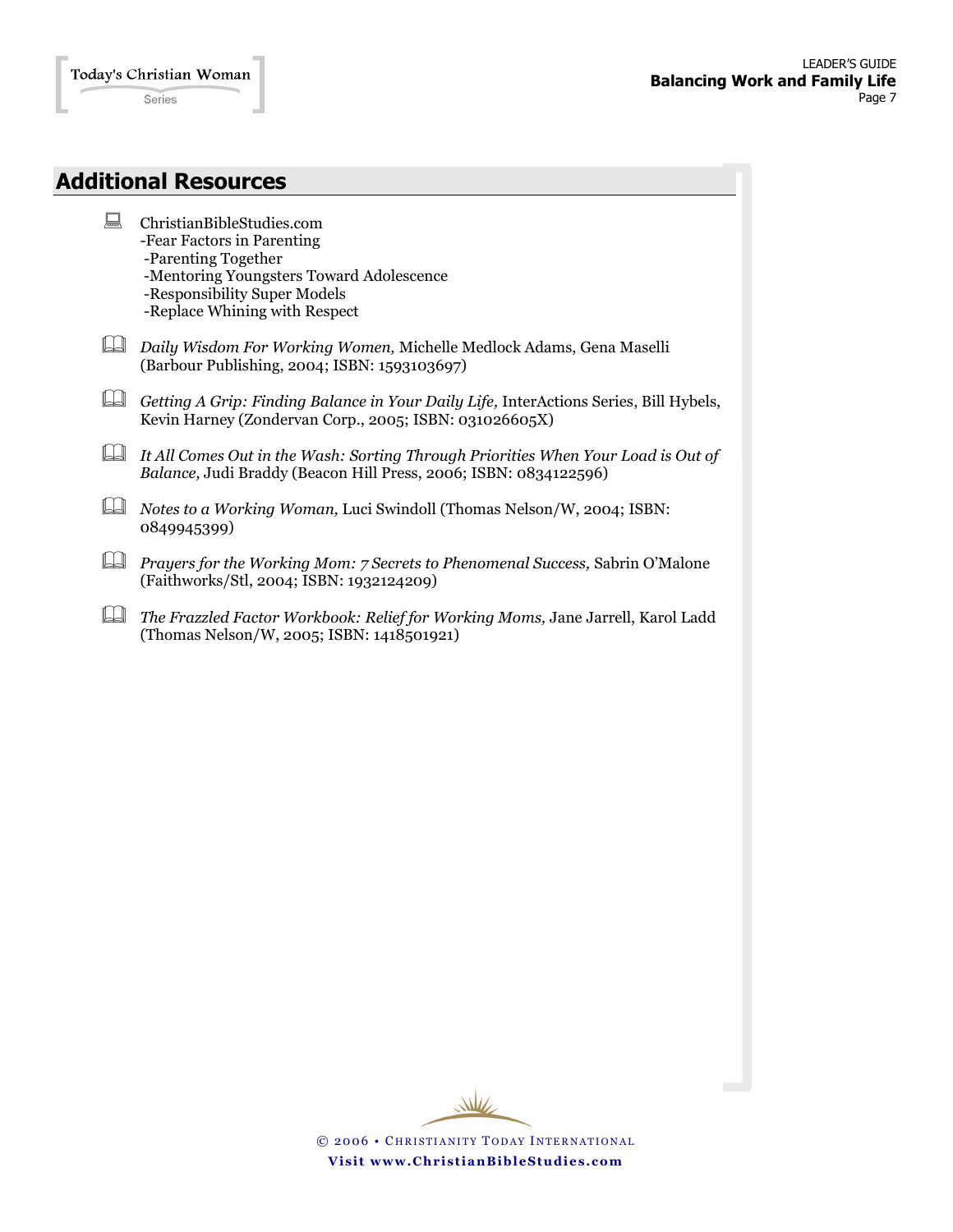## Additional Resources

- ChristianBibleStudies.com
  - -Fear Factors in Parenting
  - -Parenting Together
  - -Mentoring Youngsters Toward Adolescence
  - -Responsibility Super Models
  - -Replace Whining with Respect

- *Daily Wisdom For Working Women,* Michelle Medlock Adams, Gena Maselli (Barbour Publishing, 2004; ISBN: 1593103697)

- *Getting A Grip: Finding Balance in Your Daily Life,* InterActions Series, Bill Hybels, Kevin Harney (Zondervan Corp., 2005; ISBN: 031026605X)

- *It All Comes Out in the Wash: Sorting Through Priorities When Your Load is Out of Balance,* Judi Braddy (Beacon Hill Press, 2006; ISBN: 0834122596)

- *Notes to a Working Woman,* Luci Swindoll (Thomas Nelson/W, 2004; ISBN: 0849945399)

- *Prayers for the Working Mom: 7 Secrets to Phenomenal Success,* Sabrin O'Malone (Faithworks/Stl, 2004; ISBN: 1932124209)

- *The Frazzled Factor Workbook: Relief for Working Moms,* Jane Jarrell, Karol Ladd (Thomas Nelson/W, 2005; ISBN: 1418501921)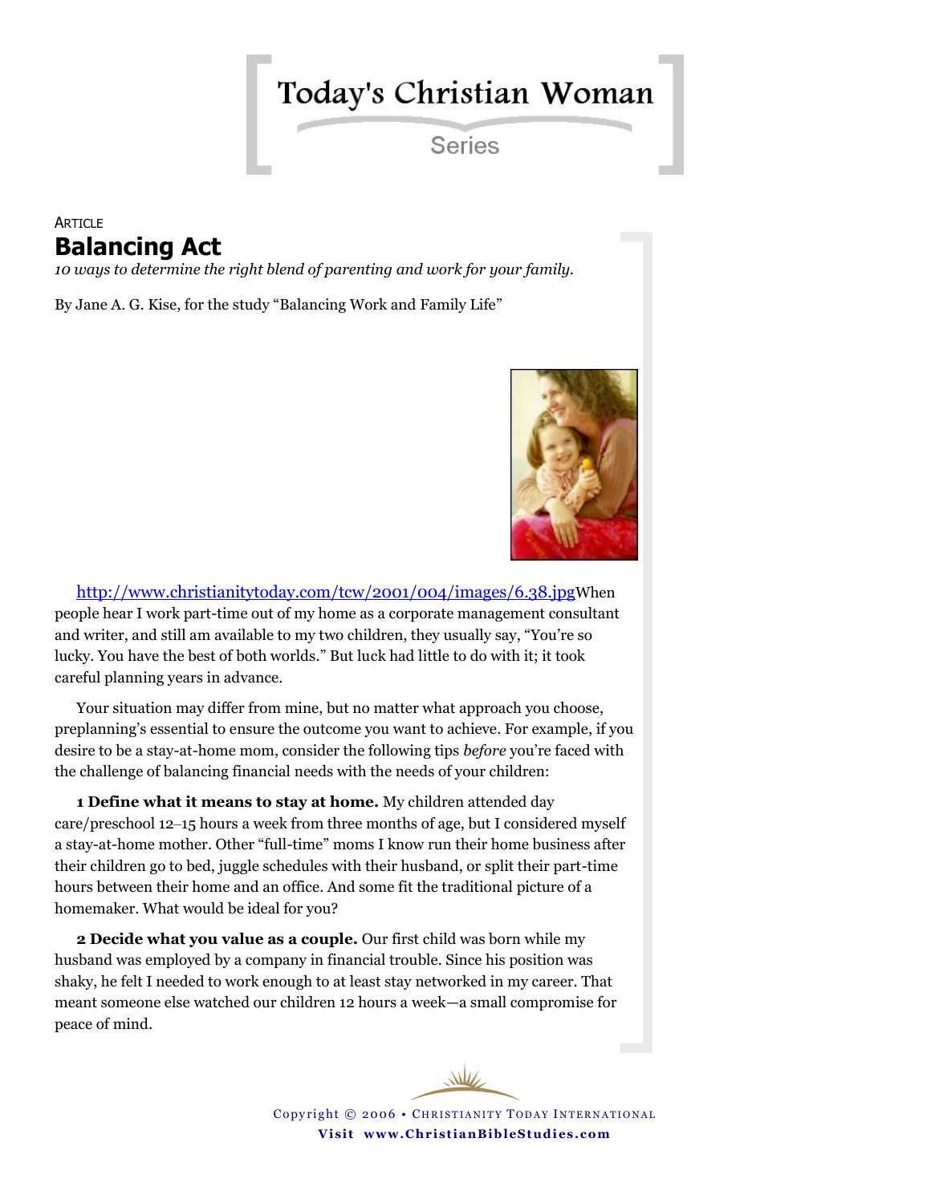# Today's Christian Woman

Series

ARTICLE

## Balancing Act

*10 ways to determine the right blend of parenting and work for your family.*

By Jane A. G. Kise, for the study "Balancing Work and Family Life"

http://www.christianitytoday.com/tcw/2001/004/images/6.38.jpgWhen people hear I work part-time out of my home as a corporate management consultant and writer, and still am available to my two children, they usually say, "You're so lucky. You have the best of both worlds." But luck had little to do with it; it took careful planning years in advance.

Your situation may differ from mine, but no matter what approach you choose, preplanning's essential to ensure the outcome you want to achieve. For example, if you desire to be a stay-at-home mom, consider the following tips *before* you're faced with the challenge of balancing financial needs with the needs of your children:

**1 Define what it means to stay at home.** My children attended day care/preschool 12–15 hours a week from three months of age, but I considered myself a stay-at-home mother. Other "full-time" moms I know run their home business after their children go to bed, juggle schedules with their husband, or split their part-time hours between their home and an office. And some fit the traditional picture of a homemaker. What would be ideal for you?

**2 Decide what you value as a couple.** Our first child was born while my husband was employed by a company in financial trouble. Since his position was shaky, he felt I needed to work enough to at least stay networked in my career. That meant someone else watched our children 12 hours a week—a small compromise for peace of mind.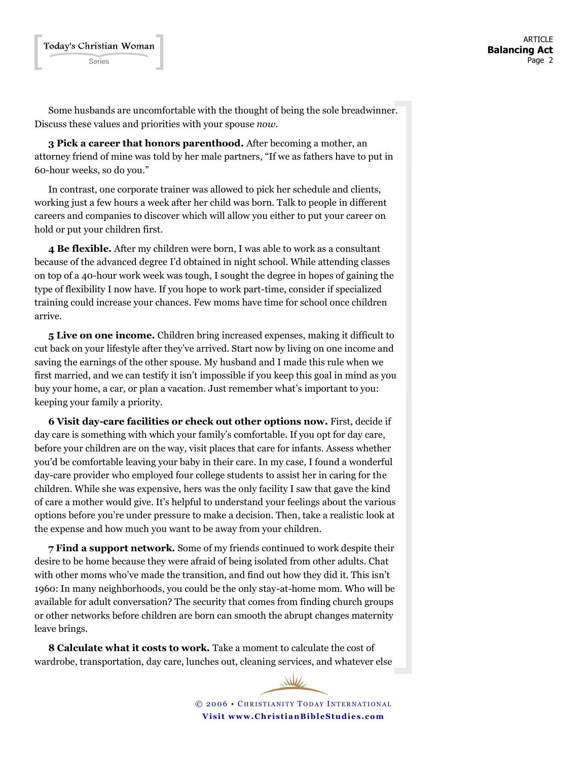Some husbands are uncomfortable with the thought of being the sole breadwinner. Discuss these values and priorities with your spouse *now*.

**3 Pick a career that honors parenthood.** After becoming a mother, an attorney friend of mine was told by her male partners, “If we as fathers have to put in 60-hour weeks, so do you.”

In contrast, one corporate trainer was allowed to pick her schedule and clients, working just a few hours a week after her child was born. Talk to people in different careers and companies to discover which will allow you either to put your career on hold or put your children first.

**4 Be flexible.** After my children were born, I was able to work as a consultant because of the advanced degree I’d obtained in night school. While attending classes on top of a 40-hour work week was tough, I sought the degree in hopes of gaining the type of flexibility I now have. If you hope to work part-time, consider if specialized training could increase your chances. Few moms have time for school once children arrive.

**5 Live on one income.** Children bring increased expenses, making it difficult to cut back on your lifestyle after they’ve arrived. Start now by living on one income and saving the earnings of the other spouse. My husband and I made this rule when we first married, and we can testify it isn’t impossible if you keep this goal in mind as you buy your home, a car, or plan a vacation. Just remember what’s important to you: keeping your family a priority.

**6 Visit day-care facilities or check out other options now.** First, decide if day care is something with which your family’s comfortable. If you opt for day care, before your children are on the way, visit places that care for infants. Assess whether you’d be comfortable leaving your baby in their care. In my case, I found a wonderful day-care provider who employed four college students to assist her in caring for the children. While she was expensive, hers was the only facility I saw that gave the kind of care a mother would give. It’s helpful to understand your feelings about the various options before you’re under pressure to make a decision. Then, take a realistic look at the expense and how much you want to be away from your children.

**7 Find a support network.** Some of my friends continued to work despite their desire to be home because they were afraid of being isolated from other adults. Chat with other moms who’ve made the transition, and find out how they did it. This isn’t 1960: In many neighborhoods, you could be the only stay-at-home mom. Who will be available for adult conversation? The security that comes from finding church groups or other networks before children are born can smooth the abrupt changes maternity leave brings.

**8 Calculate what it costs to work.** Take a moment to calculate the cost of wardrobe, transportation, day care, lunches out, cleaning services, and whatever else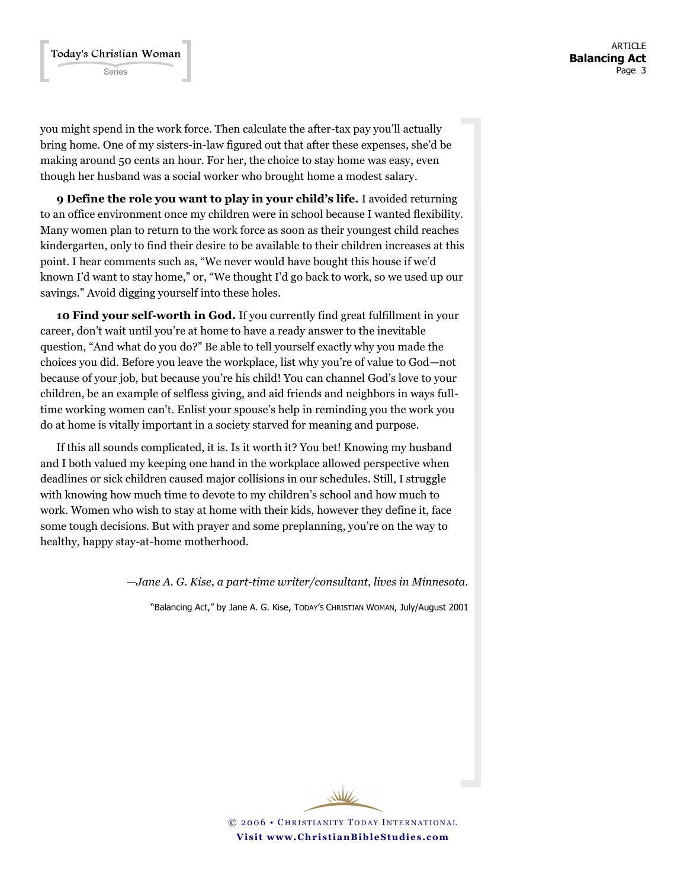you might spend in the work force. Then calculate the after-tax pay you'll actually bring home. One of my sisters-in-law figured out that after these expenses, she'd be making around 50 cents an hour. For her, the choice to stay home was easy, even though her husband was a social worker who brought home a modest salary.

**9 Define the role you want to play in your child's life.** I avoided returning to an office environment once my children were in school because I wanted flexibility. Many women plan to return to the work force as soon as their youngest child reaches kindergarten, only to find their desire to be available to their children increases at this point. I hear comments such as, "We never would have bought this house if we'd known I'd want to stay home," or, "We thought I'd go back to work, so we used up our savings." Avoid digging yourself into these holes.

**10 Find your self-worth in God.** If you currently find great fulfillment in your career, don't wait until you're at home to have a ready answer to the inevitable question, "And what do you do?" Be able to tell yourself exactly why you made the choices you did. Before you leave the workplace, list why you're of value to God—not because of your job, but because you're his child! You can channel God's love to your children, be an example of selfless giving, and aid friends and neighbors in ways full-time working women can't. Enlist your spouse's help in reminding you the work you do at home is vitally important in a society starved for meaning and purpose.

If this all sounds complicated, it is. Is it worth it? You bet! Knowing my husband and I both valued my keeping one hand in the workplace allowed perspective when deadlines or sick children caused major collisions in our schedules. Still, I struggle with knowing how much time to devote to my children's school and how much to work. Women who wish to stay at home with their kids, however they define it, face some tough decisions. But with prayer and some preplanning, you're on the way to healthy, happy stay-at-home motherhood.

*—Jane A. G. Kise, a part-time writer/consultant, lives in Minnesota.*

"Balancing Act," by Jane A. G. Kise, TODAY'S CHRISTIAN WOMAN, July/August 2001

© 2006 • CHRISTIANITY TODAY INTERNATIONAL
**Visit www.ChristianBibleStudies.com**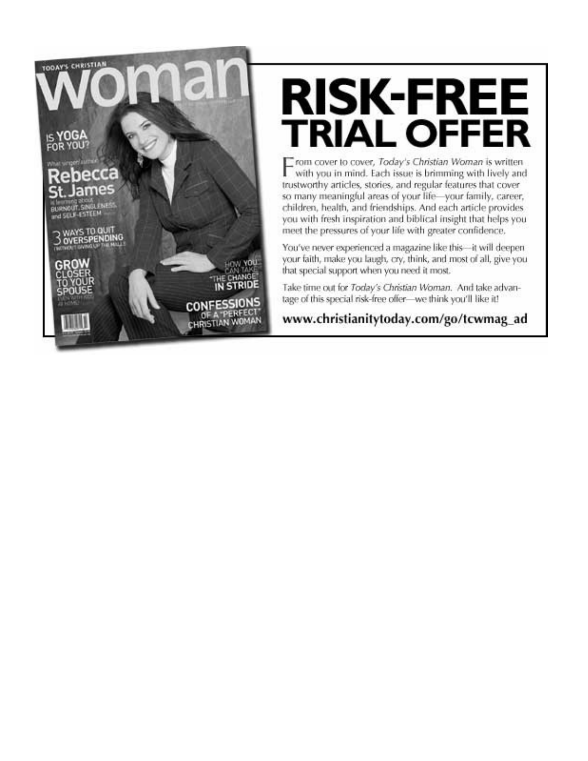# RISK-FREE TRIAL OFFER

From cover to cover, *Today's Christian Woman* is written with you in mind. Each issue is brimming with lively and trustworthy articles, stories, and regular features that cover so many meaningful areas of your life—your family, career, children, health, and friendships. And each article provides you with fresh inspiration and biblical insight that helps you meet the pressures of your life with greater confidence.

You've never experienced a magazine like this—it will deepen your faith, make you laugh, cry, think, and most of all, give you that special support when you need it most.

Take time out for *Today's Christian Woman*. And take advantage of this special risk-free offer—we think you'll like it!

**www.christianitytoday.com/go/tcwmag_ad**